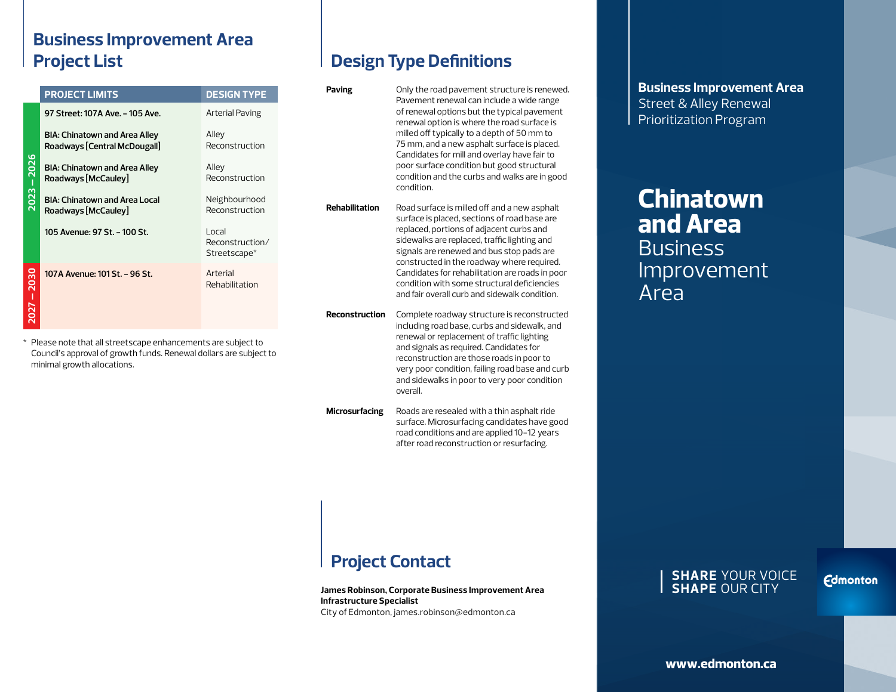# Business Improvement Area Project List

| | PROJECT LIMITS | DESIGN TYPE |
|---|---|---|
| 2023 – 2026 | 97 Street: 107A Ave. – 105 Ave. | Arterial Paving |
| | BIA: Chinatown and Area Alley Roadways [Central McDougall] | Alley Reconstruction |
| | BIA: Chinatown and Area Alley Roadways [McCauley] | Alley Reconstruction |
| | BIA: Chinatown and Area Local Roadways [McCauley] | Neighbourhood Reconstruction |
| | 105 Avenue: 97 St. – 100 St. | Local Reconstruction/ Streetscape* |
| 2027 – 2030 | 107A Avenue: 101 St. – 96 St. | Arterial Rehabilitation |

* Please note that all streetscape enhancements are subject to Council's approval of growth funds. Renewal dollars are subject to minimal growth allocations.

# Design Type Definitions

**Paving** Only the road pavement structure is renewed. Pavement renewal can include a wide range of renewal options but the typical pavement renewal option is where the road surface is milled off typically to a depth of 50 mm to 75 mm, and a new asphalt surface is placed. Candidates for mill and overlay have fair to poor surface condition but good structural condition and the curbs and walks are in good condition.

**Rehabilitation** Road surface is milled off and a new asphalt surface is placed, sections of road base are replaced, portions of adjacent curbs and sidewalks are replaced, traffic lighting and signals are renewed and bus stop pads are constructed in the roadway where required. Candidates for rehabilitation are roads in poor condition with some structural deficiencies and fair overall curb and sidewalk condition.

**Reconstruction** Complete roadway structure is reconstructed including road base, curbs and sidewalk, and renewal or replacement of traffic lighting and signals as required. Candidates for reconstruction are those roads in poor to very poor condition, failing road base and curb and sidewalks in poor to very poor condition overall.

**Microsurfacing** Roads are resealed with a thin asphalt ride surface. Microsurfacing candidates have good road conditions and are applied 10-12 years after road reconstruction or resurfacing.

# Project Contact

**James Robinson, Corporate Business Improvement Area Infrastructure Specialist**
City of Edmonton, james.robinson@edmonton.ca

**Business Improvement Area**
Street & Alley Renewal Prioritization Program

# Chinatown and Area
## Business Improvement Area

**SHARE** YOUR VOICE
**SHAPE** OUR CITY

Edmonton

**www.edmonton.ca**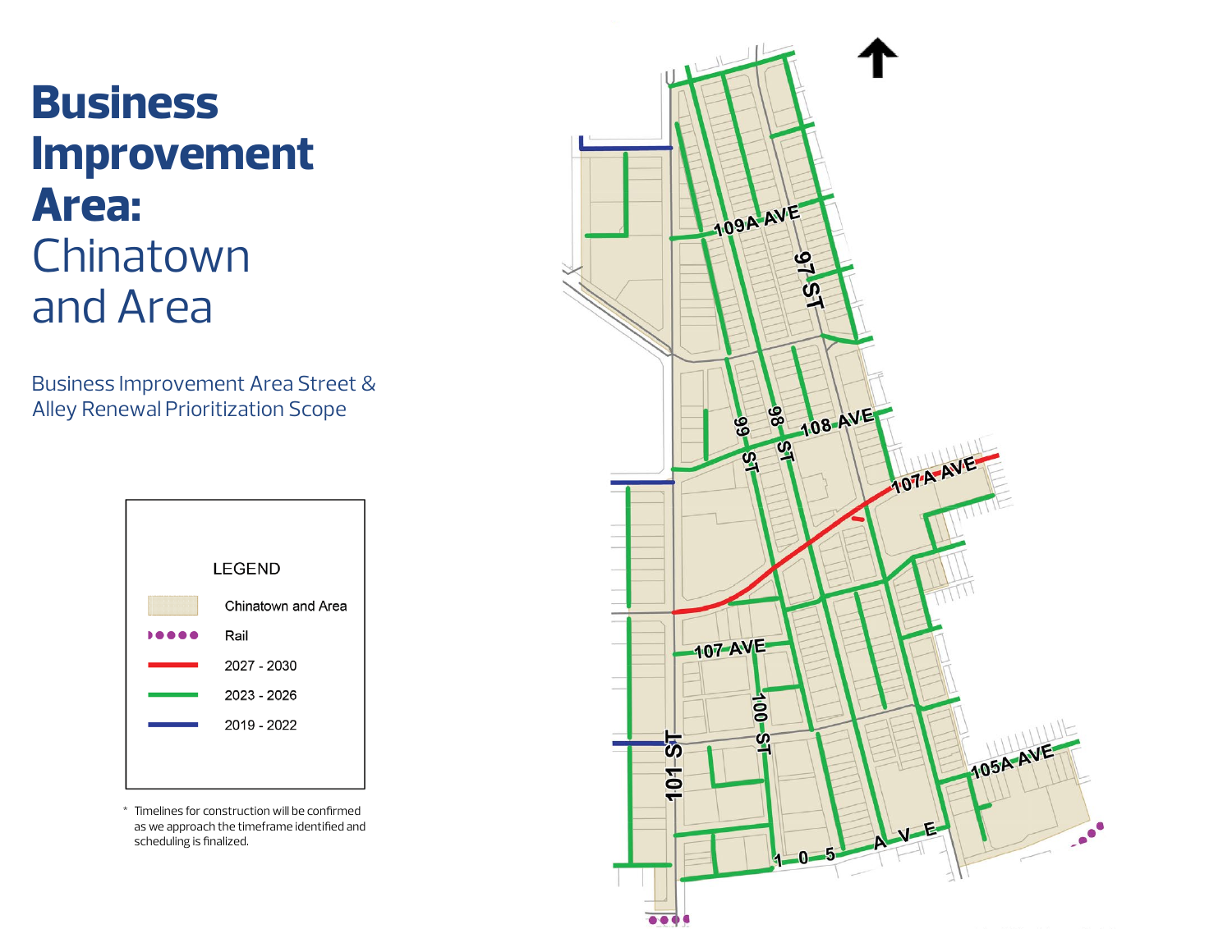# Business Improvement Area: Chinatown and Area

Business Improvement Area Street & Alley Renewal Prioritization Scope

LEGEND

Chinatown and Area

Rail

2027 - 2030

2023 - 2026

2019 - 2022

\* Timelines for construction will be confirmed as we approach the timeframe identified and scheduling is finalized.

109A AVE

97 ST

99 ST

98 ST

108 AVE

107A AVE

107 AVE

100 ST

101 ST

105A AVE

105 AVE